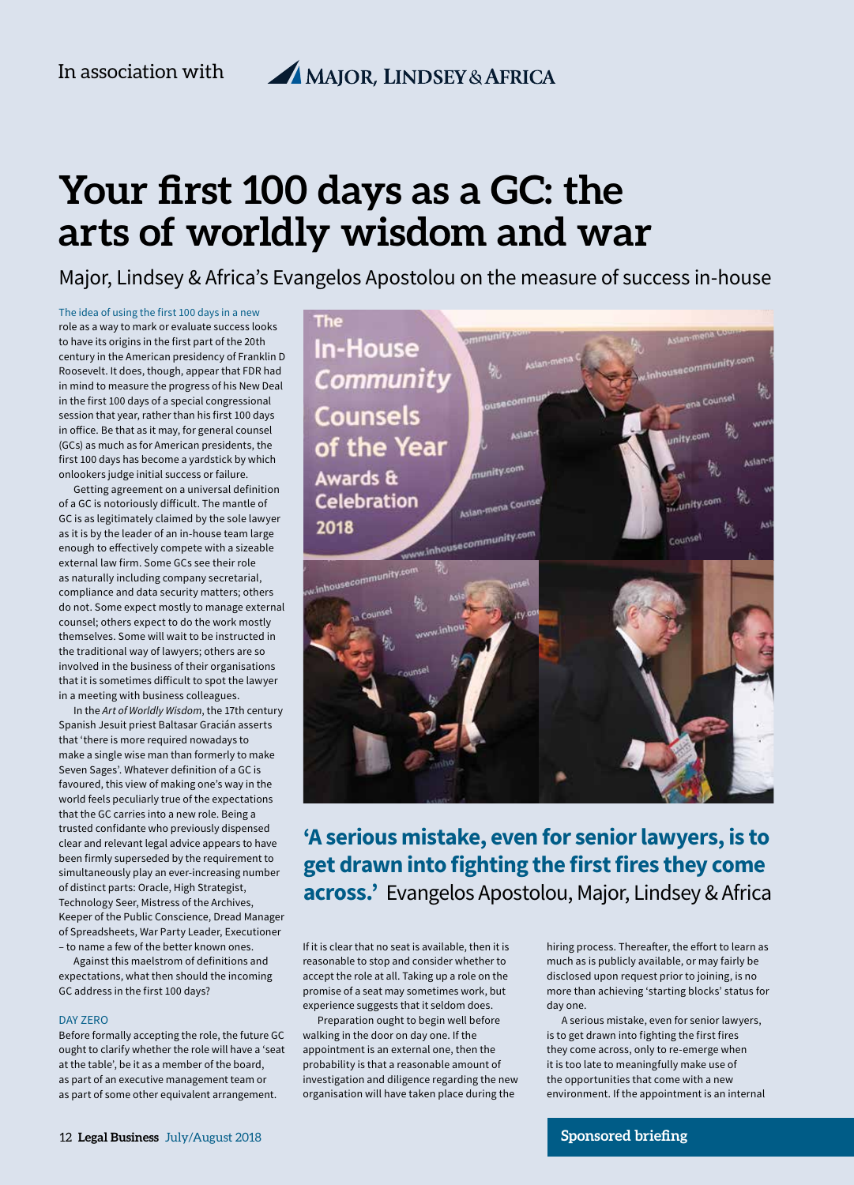In association with MAJOR, LINDSEY & AFRICA

# Your first 100 days as a GC: the arts of worldly wisdom and war

## Major, Lindsey & Africa's Evangelos Apostolou on the measure of success in-house

The idea of using the first 100 days in a new role as a way to mark or evaluate success looks to have its origins in the first part of the 20th century in the American presidency of Franklin D Roosevelt. It does, though, appear that FDR had in mind to measure the progress of his New Deal in the first 100 days of a special congressional session that year, rather than his first 100 days in office. Be that as it may, for general counsel (GCs) as much as for American presidents, the first 100 days has become a yardstick by which onlookers judge initial success or failure.

Getting agreement on a universal definition of a GC is notoriously difficult. The mantle of GC is as legitimately claimed by the sole lawyer as it is by the leader of an in-house team large enough to effectively compete with a sizeable external law firm. Some GCs see their role as naturally including company secretarial, compliance and data security matters; others do not. Some expect mostly to manage external counsel; others expect to do the work mostly themselves. Some will wait to be instructed in the traditional way of lawyers; others are so involved in the business of their organisations that it is sometimes difficult to spot the lawyer in a meeting with business colleagues.

In the *Art of Worldly Wisdom*, the 17th century Spanish Jesuit priest Baltasar Gracián asserts that 'there is more required nowadays to make a single wise man than formerly to make Seven Sages'. Whatever definition of a GC is favoured, this view of making one's way in the world feels peculiarly true of the expectations that the GC carries into a new role. Being a trusted confidante who previously dispensed clear and relevant legal advice appears to have been firmly superseded by the requirement to simultaneously play an ever-increasing number of distinct parts: Oracle, High Strategist, Technology Seer, Mistress of the Archives, Keeper of the Public Conscience, Dread Manager of Spreadsheets, War Party Leader, Executioner – to name a few of the better known ones.

Against this maelstrom of definitions and expectations, what then should the incoming GC address in the first 100 days?

### DAY ZERO

Before formally accepting the role, the future GC ought to clarify whether the role will have a 'seat at the table', be it as a member of the board, as part of an executive management team or as part of some other equivalent arrangement.

> **'A serious mistake, even for senior lawyers, is to get drawn into fighting the first fires they come across.'** Evangelos Apostolou, Major, Lindsey & Africa

If it is clear that no seat is available, then it is reasonable to stop and consider whether to accept the role at all. Taking up a role on the promise of a seat may sometimes work, but experience suggests that it seldom does.

Preparation ought to begin well before walking in the door on day one. If the appointment is an external one, then the probability is that a reasonable amount of investigation and diligence regarding the new organisation will have taken place during the hiring process. Thereafter, the effort to learn as much as is publicly available, or may fairly be disclosed upon request prior to joining, is no more than achieving 'starting blocks' status for day one.

A serious mistake, even for senior lawyers, is to get drawn into fighting the first fires they come across, only to re-emerge when it is too late to meaningfully make use of the opportunities that come with a new environment. If the appointment is an internal

Sponsored briefing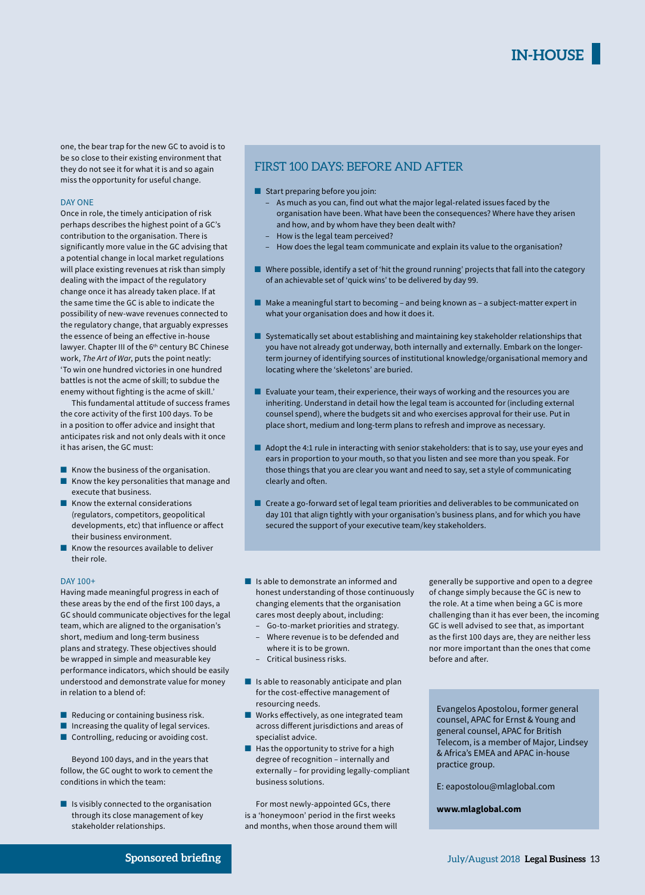one, the bear trap for the new GC to avoid is to be so close to their existing environment that they do not see it for what it is and so again miss the opportunity for useful change.

### DAY ONE

Once in role, the timely anticipation of risk perhaps describes the highest point of a GC's contribution to the organisation. There is significantly more value in the GC advising that a potential change in local market regulations will place existing revenues at risk than simply dealing with the impact of the regulatory change once it has already taken place. If at the same time the GC is able to indicate the possibility of new-wave revenues connected to the regulatory change, that arguably expresses the essence of being an effective in-house lawyer. Chapter III of the 6th century BC Chinese work, *The Art of War*, puts the point neatly: 'To win one hundred victories in one hundred battles is not the acme of skill; to subdue the enemy without fighting is the acme of skill.'

This fundamental attitude of success frames the core activity of the first 100 days. To be in a position to offer advice and insight that anticipates risk and not only deals with it once it has arisen, the GC must:

- Know the business of the organisation.
- Know the key personalities that manage and execute that business.
- Know the external considerations (regulators, competitors, geopolitical developments, etc) that influence or affect their business environment.
- Know the resources available to deliver their role.

### DAY 100+

Having made meaningful progress in each of these areas by the end of the first 100 days, a GC should communicate objectives for the legal team, which are aligned to the organisation's short, medium and long-term business plans and strategy. These objectives should be wrapped in simple and measurable key performance indicators, which should be easily understood and demonstrate value for money in relation to a blend of:

- Reducing or containing business risk.
- Increasing the quality of legal services.
- Controlling, reducing or avoiding cost.

Beyond 100 days, and in the years that follow, the GC ought to work to cement the conditions in which the team:

- Is visibly connected to the organisation through its close management of key stakeholder relationships.
- Is able to demonstrate an informed and honest understanding of those continuously changing elements that the organisation cares most deeply about, including:
  - Go-to-market priorities and strategy.
  - Where revenue is to be defended and where it is to be grown.
  - Critical business risks.
- Is able to reasonably anticipate and plan for the cost-effective management of resourcing needs.
- Works effectively, as one integrated team across different jurisdictions and areas of specialist advice.
- Has the opportunity to strive for a high degree of recognition – internally and externally – for providing legally-compliant business solutions.

For most newly-appointed GCs, there is a 'honeymoon' period in the first weeks and months, when those around them will generally be supportive and open to a degree of change simply because the GC is new to the role. At a time when being a GC is more challenging than it has ever been, the incoming GC is well advised to see that, as important as the first 100 days are, they are neither less nor more important than the ones that come before and after.

## FIRST 100 DAYS: BEFORE AND AFTER

- Start preparing before you join:
  - As much as you can, find out what the major legal-related issues faced by the organisation have been. What have been the consequences? Where have they arisen and how, and by whom have they been dealt with?
  - How is the legal team perceived?
  - How does the legal team communicate and explain its value to the organisation?
- Where possible, identify a set of 'hit the ground running' projects that fall into the category of an achievable set of 'quick wins' to be delivered by day 99.
- Make a meaningful start to becoming – and being known as – a subject-matter expert in what your organisation does and how it does it.
- Systematically set about establishing and maintaining key stakeholder relationships that you have not already got underway, both internally and externally. Embark on the longer-term journey of identifying sources of institutional knowledge/organisational memory and locating where the 'skeletons' are buried.
- Evaluate your team, their experience, their ways of working and the resources you are inheriting. Understand in detail how the legal team is accounted for (including external counsel spend), where the budgets sit and who exercises approval for their use. Put in place short, medium and long-term plans to refresh and improve as necessary.
- Adopt the 4:1 rule in interacting with senior stakeholders: that is to say, use your eyes and ears in proportion to your mouth, so that you listen and see more than you speak. For those things that you are clear you want and need to say, set a style of communicating clearly and often.
- Create a go-forward set of legal team priorities and deliverables to be communicated on day 101 that align tightly with your organisation's business plans, and for which you have secured the support of your executive team/key stakeholders.

Evangelos Apostolou, former general counsel, APAC for Ernst & Young and general counsel, APAC for British Telecom, is a member of Major, Lindsey & Africa's EMEA and APAC in-house practice group.

E: eapostolou@mlaglobal.com

**www.mlaglobal.com**